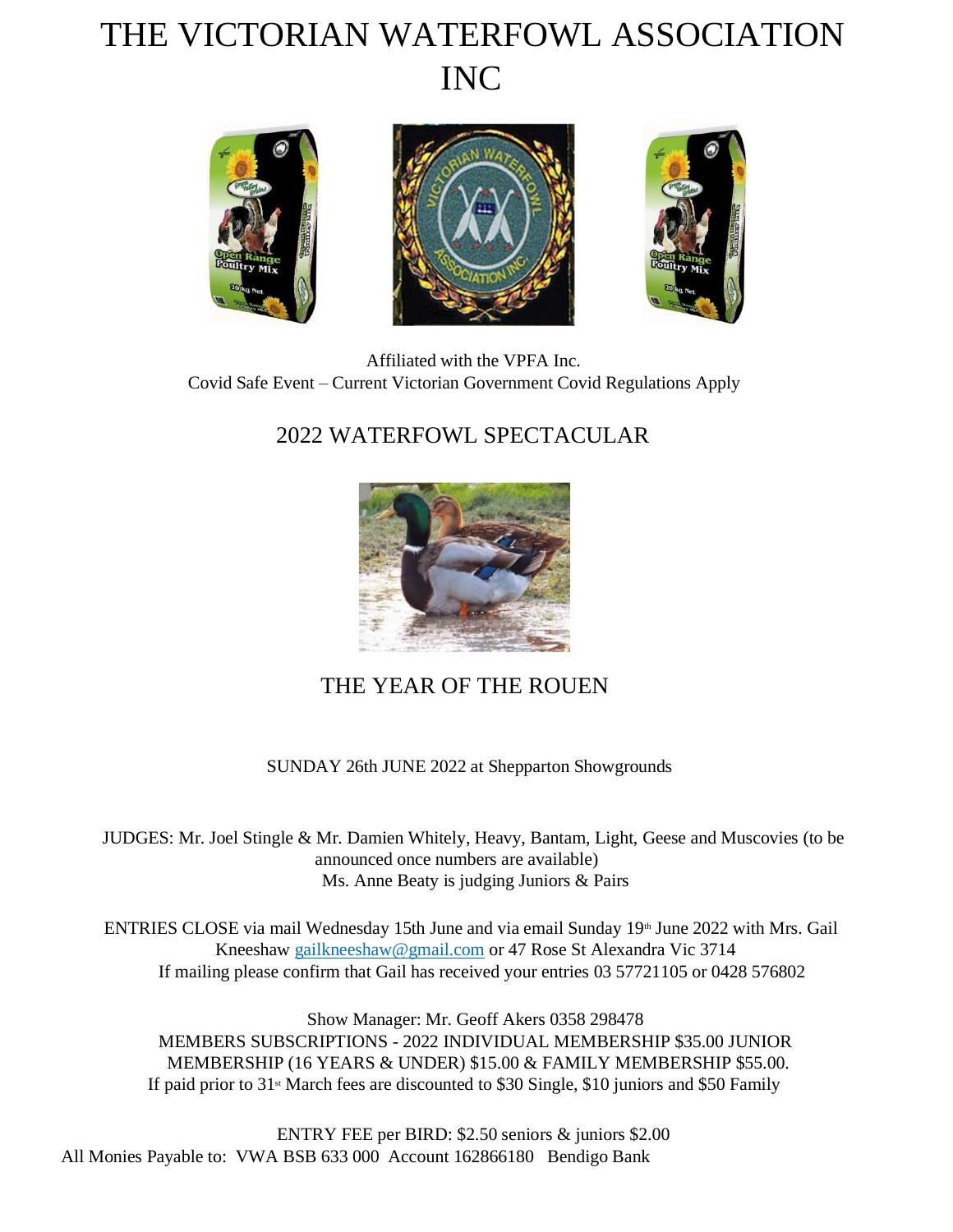# THE VICTORIAN WATERFOWL ASSOCIATION INC

Affiliated with the VPFA Inc.
Covid Safe Event – Current Victorian Government Covid Regulations Apply

## 2022 WATERFOWL SPECTACULAR

## THE YEAR OF THE ROUEN

SUNDAY 26th JUNE 2022 at Shepparton Showgrounds

JUDGES: Mr. Joel Stingle & Mr. Damien Whitely, Heavy, Bantam, Light, Geese and Muscovies (to be announced once numbers are available)
Ms. Anne Beaty is judging Juniors & Pairs

ENTRIES CLOSE via mail Wednesday 15th June and via email Sunday 19th June 2022 with Mrs. Gail Kneeshaw gailkneeshaw@gmail.com or 47 Rose St Alexandra Vic 3714
If mailing please confirm that Gail has received your entries 03 57721105 or 0428 576802

Show Manager: Mr. Geoff Akers 0358 298478
MEMBERS SUBSCRIPTIONS - 2022 INDIVIDUAL MEMBERSHIP $35.00 JUNIOR MEMBERSHIP (16 YEARS & UNDER) $15.00 & FAMILY MEMBERSHIP $55.00.
If paid prior to 31st March fees are discounted to $30 Single, $10 juniors and $50 Family

ENTRY FEE per BIRD: $2.50 seniors & juniors $2.00
All Monies Payable to: VWA BSB 633 000 Account 162866180 Bendigo Bank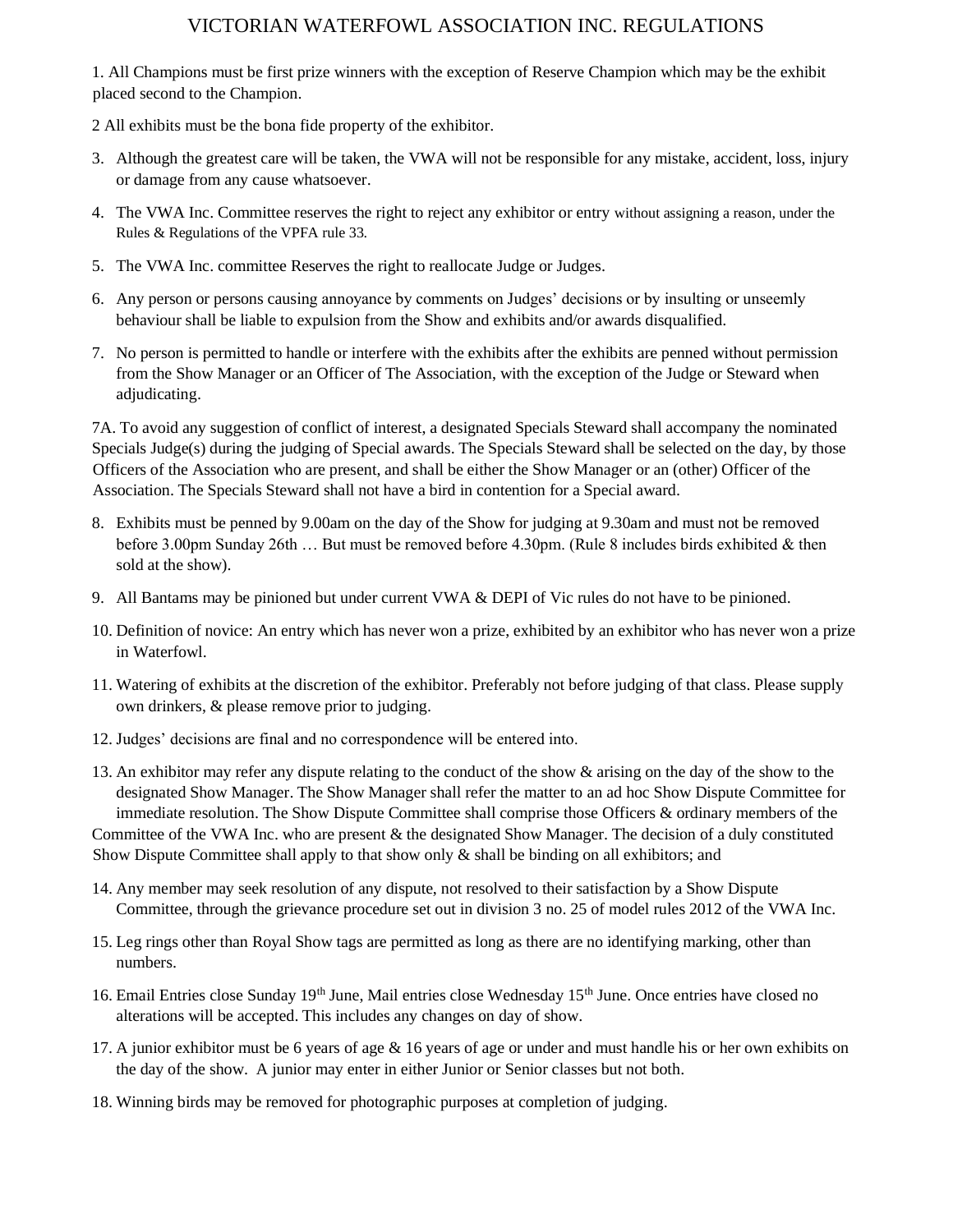# VICTORIAN WATERFOWL ASSOCIATION INC. REGULATIONS

1. All Champions must be first prize winners with the exception of Reserve Champion which may be the exhibit placed second to the Champion.

2 All exhibits must be the bona fide property of the exhibitor.

3. Although the greatest care will be taken, the VWA will not be responsible for any mistake, accident, loss, injury or damage from any cause whatsoever.

4. The VWA Inc. Committee reserves the right to reject any exhibitor or entry without assigning a reason, under the Rules & Regulations of the VPFA rule 33.

5. The VWA Inc. committee Reserves the right to reallocate Judge or Judges.

6. Any person or persons causing annoyance by comments on Judges' decisions or by insulting or unseemly behaviour shall be liable to expulsion from the Show and exhibits and/or awards disqualified.

7. No person is permitted to handle or interfere with the exhibits after the exhibits are penned without permission from the Show Manager or an Officer of The Association, with the exception of the Judge or Steward when adjudicating.

7A. To avoid any suggestion of conflict of interest, a designated Specials Steward shall accompany the nominated Specials Judge(s) during the judging of Special awards. The Specials Steward shall be selected on the day, by those Officers of the Association who are present, and shall be either the Show Manager or an (other) Officer of the Association. The Specials Steward shall not have a bird in contention for a Special award.

8. Exhibits must be penned by 9.00am on the day of the Show for judging at 9.30am and must not be removed before 3.00pm Sunday 26th … But must be removed before 4.30pm. (Rule 8 includes birds exhibited & then sold at the show).

9. All Bantams may be pinioned but under current VWA & DEPI of Vic rules do not have to be pinioned.

10. Definition of novice: An entry which has never won a prize, exhibited by an exhibitor who has never won a prize in Waterfowl.

11. Watering of exhibits at the discretion of the exhibitor. Preferably not before judging of that class. Please supply own drinkers, & please remove prior to judging.

12. Judges' decisions are final and no correspondence will be entered into.

13. An exhibitor may refer any dispute relating to the conduct of the show & arising on the day of the show to the designated Show Manager. The Show Manager shall refer the matter to an ad hoc Show Dispute Committee for immediate resolution. The Show Dispute Committee shall comprise those Officers & ordinary members of the Committee of the VWA Inc. who are present & the designated Show Manager. The decision of a duly constituted Show Dispute Committee shall apply to that show only & shall be binding on all exhibitors; and

14. Any member may seek resolution of any dispute, not resolved to their satisfaction by a Show Dispute Committee, through the grievance procedure set out in division 3 no. 25 of model rules 2012 of the VWA Inc.

15. Leg rings other than Royal Show tags are permitted as long as there are no identifying marking, other than numbers.

16. Email Entries close Sunday 19th June, Mail entries close Wednesday 15th June. Once entries have closed no alterations will be accepted. This includes any changes on day of show.

17. A junior exhibitor must be 6 years of age & 16 years of age or under and must handle his or her own exhibits on the day of the show. A junior may enter in either Junior or Senior classes but not both.

18. Winning birds may be removed for photographic purposes at completion of judging.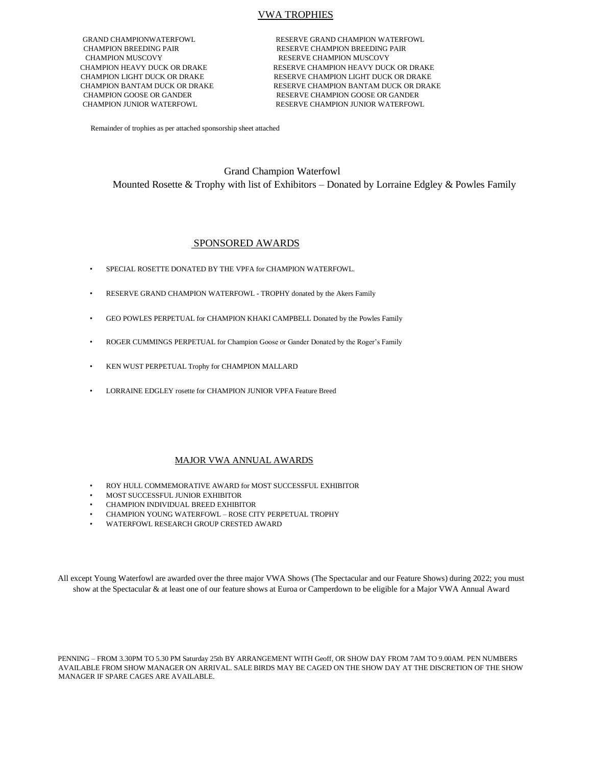## VWA TROPHIES

| | |
|---|---|
| GRAND CHAMPIONWATERFOWL | RESERVE GRAND CHAMPION WATERFOWL |
| CHAMPION BREEDING PAIR | RESERVE CHAMPION BREEDING PAIR |
| CHAMPION MUSCOVY | RESERVE CHAMPION MUSCOVY |
| CHAMPION HEAVY DUCK OR DRAKE | RESERVE CHAMPION HEAVY DUCK OR DRAKE |
| CHAMPION LIGHT DUCK OR DRAKE | RESERVE CHAMPION LIGHT DUCK OR DRAKE |
| CHAMPION BANTAM DUCK OR DRAKE | RESERVE CHAMPION BANTAM DUCK OR DRAKE |
| CHAMPION GOOSE OR GANDER | RESERVE CHAMPION GOOSE OR GANDER |
| CHAMPION JUNIOR WATERFOWL | RESERVE CHAMPION JUNIOR WATERFOWL |

Remainder of trophies as per attached sponsorship sheet attached

Grand Champion Waterfowl

Mounted Rosette & Trophy with list of Exhibitors – Donated by Lorraine Edgley & Powles Family

## SPONSORED AWARDS

- SPECIAL ROSETTE DONATED BY THE VPFA for CHAMPION WATERFOWL.
- RESERVE GRAND CHAMPION WATERFOWL - TROPHY donated by the Akers Family
- GEO POWLES PERPETUAL for CHAMPION KHAKI CAMPBELL Donated by the Powles Family
- ROGER CUMMINGS PERPETUAL for Champion Goose or Gander Donated by the Roger's Family
- KEN WUST PERPETUAL Trophy for CHAMPION MALLARD
- LORRAINE EDGLEY rosette for CHAMPION JUNIOR VPFA Feature Breed

## MAJOR VWA ANNUAL AWARDS

- ROY HULL COMMEMORATIVE AWARD for MOST SUCCESSFUL EXHIBITOR
- MOST SUCCESSFUL JUNIOR EXHIBITOR
- CHAMPION INDIVIDUAL BREED EXHIBITOR
- CHAMPION YOUNG WATERFOWL – ROSE CITY PERPETUAL TROPHY
- WATERFOWL RESEARCH GROUP CRESTED AWARD

All except Young Waterfowl are awarded over the three major VWA Shows (The Spectacular and our Feature Shows) during 2022; you must show at the Spectacular & at least one of our feature shows at Euroa or Camperdown to be eligible for a Major VWA Annual Award

PENNING – FROM 3.30PM TO 5.30 PM Saturday 25th BY ARRANGEMENT WITH Geoff, OR SHOW DAY FROM 7AM TO 9.00AM. PEN NUMBERS AVAILABLE FROM SHOW MANAGER ON ARRIVAL. SALE BIRDS MAY BE CAGED ON THE SHOW DAY AT THE DISCRETION OF THE SHOW MANAGER IF SPARE CAGES ARE AVAILABLE.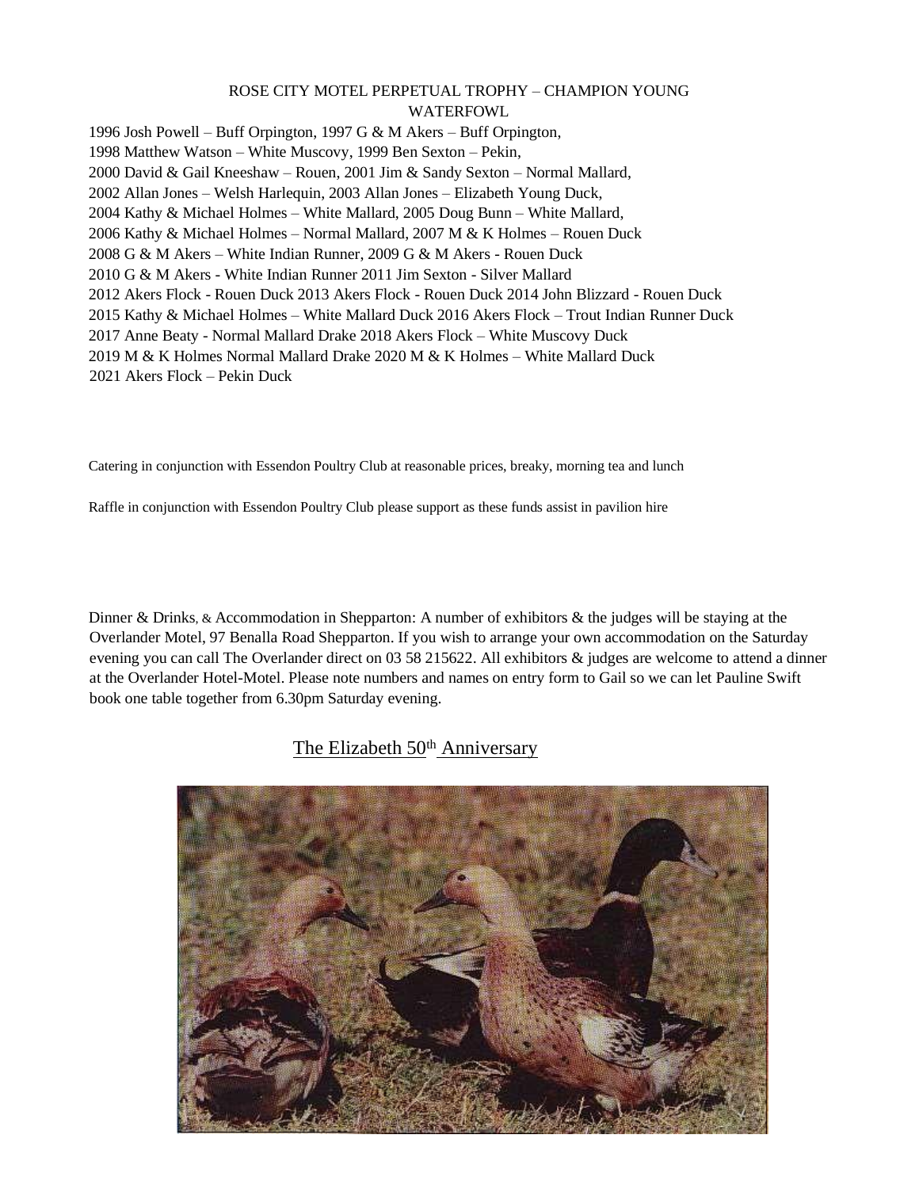## ROSE CITY MOTEL PERPETUAL TROPHY – CHAMPION YOUNG WATERFOWL

1996 Josh Powell – Buff Orpington, 1997 G & M Akers – Buff Orpington,
1998 Matthew Watson – White Muscovy, 1999 Ben Sexton – Pekin,
2000 David & Gail Kneeshaw – Rouen, 2001 Jim & Sandy Sexton – Normal Mallard,
2002 Allan Jones – Welsh Harlequin, 2003 Allan Jones – Elizabeth Young Duck,
2004 Kathy & Michael Holmes – White Mallard, 2005 Doug Bunn – White Mallard,
2006 Kathy & Michael Holmes – Normal Mallard, 2007 M & K Holmes – Rouen Duck
2008 G & M Akers – White Indian Runner, 2009 G & M Akers - Rouen Duck
2010 G & M Akers - White Indian Runner 2011 Jim Sexton - Silver Mallard
2012 Akers Flock - Rouen Duck 2013 Akers Flock - Rouen Duck 2014 John Blizzard - Rouen Duck
2015 Kathy & Michael Holmes – White Mallard Duck 2016 Akers Flock – Trout Indian Runner Duck
2017 Anne Beaty - Normal Mallard Drake 2018 Akers Flock – White Muscovy Duck
2019 M & K Holmes Normal Mallard Drake 2020 M & K Holmes – White Mallard Duck
2021 Akers Flock – Pekin Duck

Catering in conjunction with Essendon Poultry Club at reasonable prices, breaky, morning tea and lunch

Raffle in conjunction with Essendon Poultry Club please support as these funds assist in pavilion hire

Dinner & Drinks, & Accommodation in Shepparton: A number of exhibitors & the judges will be staying at the Overlander Motel, 97 Benalla Road Shepparton. If you wish to arrange your own accommodation on the Saturday evening you can call The Overlander direct on 03 58 215622. All exhibitors & judges are welcome to attend a dinner at the Overlander Hotel-Motel. Please note numbers and names on entry form to Gail so we can let Pauline Swift book one table together from 6.30pm Saturday evening.

## The Elizabeth 50th Anniversary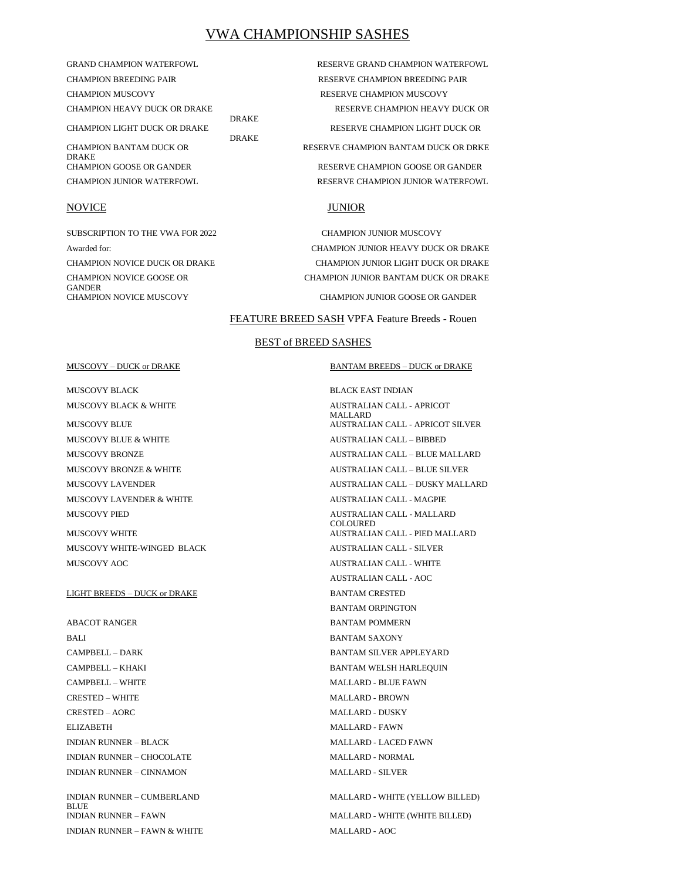# VWA CHAMPIONSHIP SASHES

GRAND CHAMPION WATERFOWL

RESERVE GRAND CHAMPION WATERFOWL

CHAMPION BREEDING PAIR

RESERVE CHAMPION BREEDING PAIR

CHAMPION MUSCOVY

RESERVE CHAMPION MUSCOVY

CHAMPION HEAVY DUCK OR DRAKE

RESERVE CHAMPION HEAVY DUCK OR DRAKE

CHAMPION LIGHT DUCK OR DRAKE

RESERVE CHAMPION LIGHT DUCK OR DRAKE

CHAMPION BANTAM DUCK OR DRAKE

RESERVE CHAMPION BANTAM DUCK OR DRKE

CHAMPION GOOSE OR GANDER

RESERVE CHAMPION GOOSE OR GANDER

CHAMPION JUNIOR WATERFOWL

RESERVE CHAMPION JUNIOR WATERFOWL

## NOVICE

SUBSCRIPTION TO THE VWA FOR 2022

Awarded for:

CHAMPION NOVICE DUCK OR DRAKE

CHAMPION NOVICE GOOSE OR GANDER

CHAMPION NOVICE MUSCOVY

## JUNIOR

CHAMPION JUNIOR MUSCOVY

CHAMPION JUNIOR HEAVY DUCK OR DRAKE

CHAMPION JUNIOR LIGHT DUCK OR DRAKE

CHAMPION JUNIOR BANTAM DUCK OR DRAKE

CHAMPION JUNIOR GOOSE OR GANDER

## FEATURE BREED SASH VPFA Feature Breeds - Rouen

## BEST of BREED SASHES

### MUSCOVY – DUCK or DRAKE

MUSCOVY BLACK

MUSCOVY BLACK & WHITE

MUSCOVY BLUE

MUSCOVY BLUE & WHITE

MUSCOVY BRONZE

MUSCOVY BRONZE & WHITE

MUSCOVY LAVENDER

MUSCOVY LAVENDER & WHITE

MUSCOVY PIED

MUSCOVY WHITE

MUSCOVY WHITE-WINGED BLACK

MUSCOVY AOC

### LIGHT BREEDS – DUCK or DRAKE

ABACOT RANGER

BALI

CAMPBELL – DARK

CAMPBELL – KHAKI

CAMPBELL – WHITE

CRESTED – WHITE

CRESTED – AORC

ELIZABETH

INDIAN RUNNER – BLACK

INDIAN RUNNER – CHOCOLATE

INDIAN RUNNER – CINNAMON

INDIAN RUNNER – CUMBERLAND BLUE

INDIAN RUNNER – FAWN

INDIAN RUNNER – FAWN & WHITE

### BANTAM BREEDS – DUCK or DRAKE

BLACK EAST INDIAN

AUSTRALIAN CALL - APRICOT MALLARD

AUSTRALIAN CALL - APRICOT SILVER

AUSTRALIAN CALL – BIBBED

AUSTRALIAN CALL – BLUE MALLARD

AUSTRALIAN CALL – BLUE SILVER

AUSTRALIAN CALL – DUSKY MALLARD

AUSTRALIAN CALL - MAGPIE

AUSTRALIAN CALL - MALLARD COLOURED

AUSTRALIAN CALL - PIED MALLARD

AUSTRALIAN CALL - SILVER

AUSTRALIAN CALL - WHITE

AUSTRALIAN CALL - AOC

BANTAM CRESTED

BANTAM ORPINGTON

BANTAM POMMERN

BANTAM SAXONY

BANTAM SILVER APPLEYARD

BANTAM WELSH HARLEQUIN

MALLARD - BLUE FAWN

MALLARD - BROWN

MALLARD - DUSKY

MALLARD - FAWN

MALLARD - LACED FAWN

MALLARD - NORMAL

MALLARD - SILVER

MALLARD - WHITE (YELLOW BILLED)

MALLARD - WHITE (WHITE BILLED)

MALLARD - AOC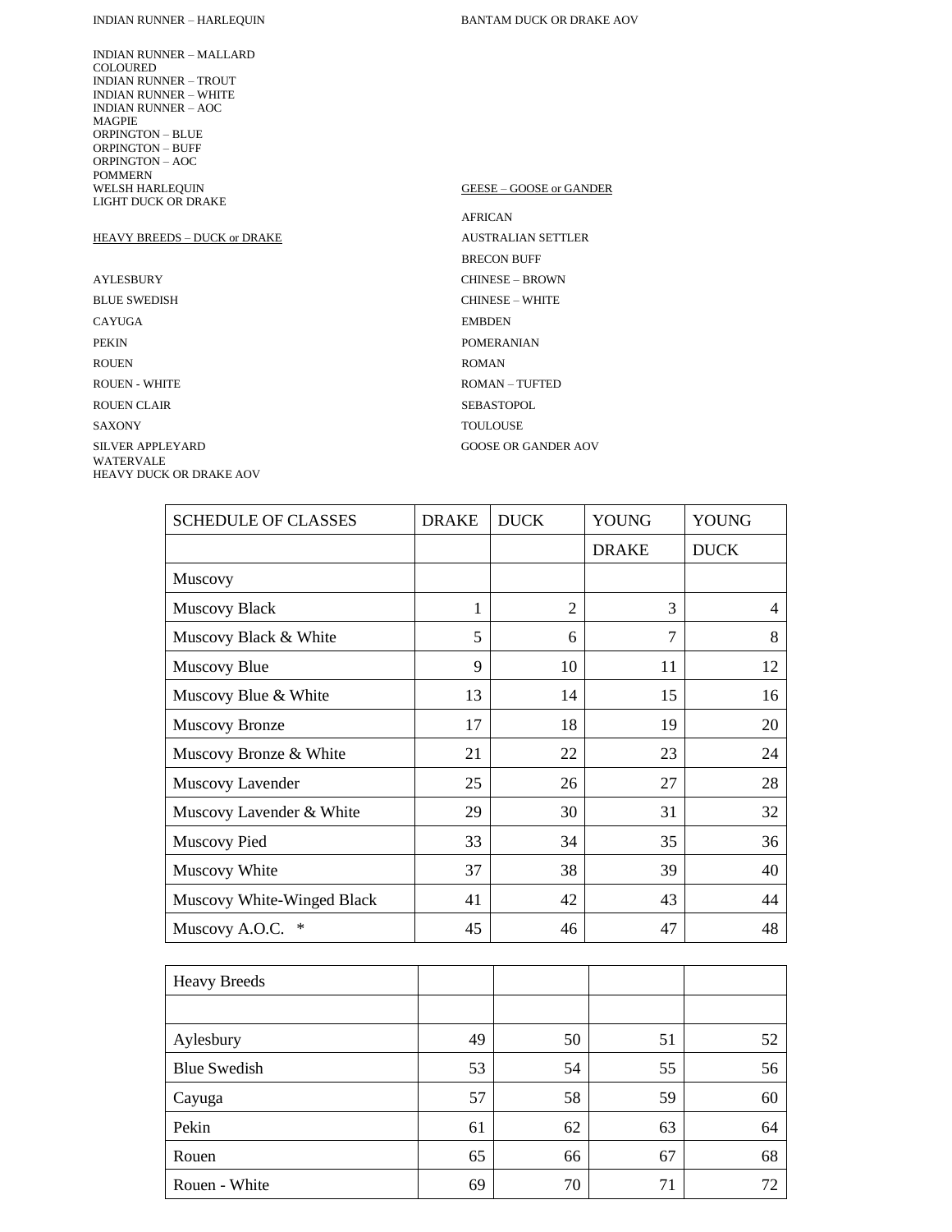INDIAN RUNNER – HARLEQUIN

INDIAN RUNNER – MALLARD
COLOURED
INDIAN RUNNER – TROUT
INDIAN RUNNER – WHITE
INDIAN RUNNER – AOC
MAGPIE
ORPINGTON – BLUE
ORPINGTON – BUFF
ORPINGTON – AOC
POMMERN
WELSH HARLEQUIN
LIGHT DUCK OR DRAKE

HEAVY BREEDS – DUCK or DRAKE

AYLESBURY
BLUE SWEDISH
CAYUGA
PEKIN
ROUEN
ROUEN - WHITE
ROUEN CLAIR
SAXONY
SILVER APPLEYARD
WATERVALE
HEAVY DUCK OR DRAKE AOV

BANTAM DUCK OR DRAKE AOV

GEESE – GOOSE or GANDER

AFRICAN
AUSTRALIAN SETTLER
BRECON BUFF
CHINESE – BROWN
CHINESE – WHITE
EMBDEN
POMERANIAN
ROMAN
ROMAN – TUFTED
SEBASTOPOL
TOULOUSE
GOOSE OR GANDER AOV

| SCHEDULE OF CLASSES | DRAKE | DUCK | YOUNG | YOUNG |
|---|---|---|---|---|
| | | | DRAKE | DUCK |
| Muscovy | | | | |
| Muscovy Black | 1 | 2 | 3 | 4 |
| Muscovy Black & White | 5 | 6 | 7 | 8 |
| Muscovy Blue | 9 | 10 | 11 | 12 |
| Muscovy Blue & White | 13 | 14 | 15 | 16 |
| Muscovy Bronze | 17 | 18 | 19 | 20 |
| Muscovy Bronze & White | 21 | 22 | 23 | 24 |
| Muscovy Lavender | 25 | 26 | 27 | 28 |
| Muscovy Lavender & White | 29 | 30 | 31 | 32 |
| Muscovy Pied | 33 | 34 | 35 | 36 |
| Muscovy White | 37 | 38 | 39 | 40 |
| Muscovy White-Winged Black | 41 | 42 | 43 | 44 |
| Muscovy A.O.C. * | 45 | 46 | 47 | 48 |

| Heavy Breeds | | | | |
|---|---|---|---|---|
| | | | | |
| Aylesbury | 49 | 50 | 51 | 52 |
| Blue Swedish | 53 | 54 | 55 | 56 |
| Cayuga | 57 | 58 | 59 | 60 |
| Pekin | 61 | 62 | 63 | 64 |
| Rouen | 65 | 66 | 67 | 68 |
| Rouen - White | 69 | 70 | 71 | 72 |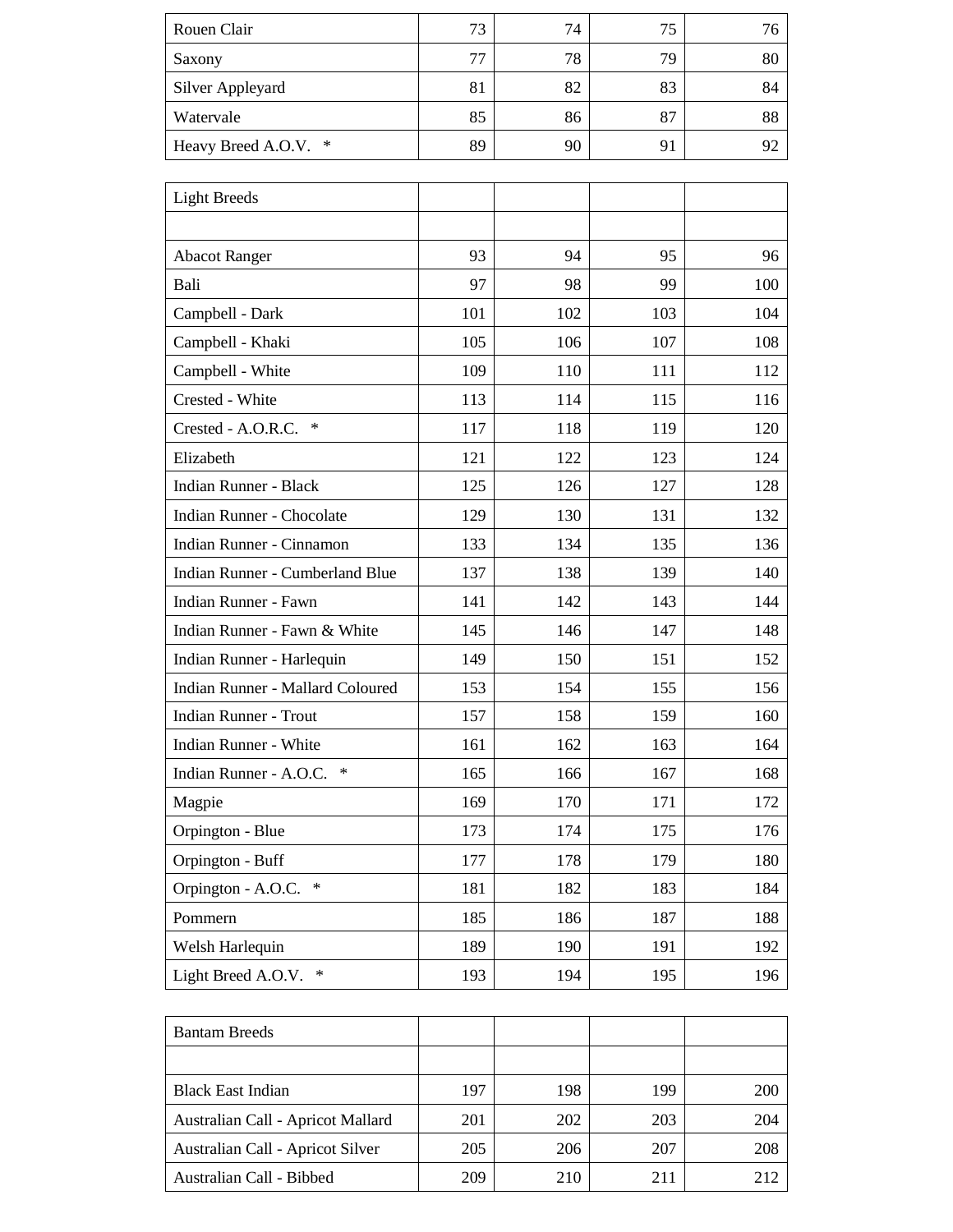| | | | | |
|---|---|---|---|---|
| Rouen Clair | 73 | 74 | 75 | 76 |
| Saxony | 77 | 78 | 79 | 80 |
| Silver Appleyard | 81 | 82 | 83 | 84 |
| Watervale | 85 | 86 | 87 | 88 |
| Heavy Breed A.O.V. * | 89 | 90 | 91 | 92 |

| Light Breeds | | | | |
|---|---|---|---|---|
| | | | | |
| Abacot Ranger | 93 | 94 | 95 | 96 |
| Bali | 97 | 98 | 99 | 100 |
| Campbell - Dark | 101 | 102 | 103 | 104 |
| Campbell - Khaki | 105 | 106 | 107 | 108 |
| Campbell - White | 109 | 110 | 111 | 112 |
| Crested - White | 113 | 114 | 115 | 116 |
| Crested - A.O.R.C. * | 117 | 118 | 119 | 120 |
| Elizabeth | 121 | 122 | 123 | 124 |
| Indian Runner - Black | 125 | 126 | 127 | 128 |
| Indian Runner - Chocolate | 129 | 130 | 131 | 132 |
| Indian Runner - Cinnamon | 133 | 134 | 135 | 136 |
| Indian Runner - Cumberland Blue | 137 | 138 | 139 | 140 |
| Indian Runner - Fawn | 141 | 142 | 143 | 144 |
| Indian Runner - Fawn & White | 145 | 146 | 147 | 148 |
| Indian Runner - Harlequin | 149 | 150 | 151 | 152 |
| Indian Runner - Mallard Coloured | 153 | 154 | 155 | 156 |
| Indian Runner - Trout | 157 | 158 | 159 | 160 |
| Indian Runner - White | 161 | 162 | 163 | 164 |
| Indian Runner - A.O.C. * | 165 | 166 | 167 | 168 |
| Magpie | 169 | 170 | 171 | 172 |
| Orpington - Blue | 173 | 174 | 175 | 176 |
| Orpington - Buff | 177 | 178 | 179 | 180 |
| Orpington - A.O.C. * | 181 | 182 | 183 | 184 |
| Pommern | 185 | 186 | 187 | 188 |
| Welsh Harlequin | 189 | 190 | 191 | 192 |
| Light Breed A.O.V. * | 193 | 194 | 195 | 196 |

| Bantam Breeds | | | | |
|---|---|---|---|---|
| | | | | |
| Black East Indian | 197 | 198 | 199 | 200 |
| Australian Call - Apricot Mallard | 201 | 202 | 203 | 204 |
| Australian Call - Apricot Silver | 205 | 206 | 207 | 208 |
| Australian Call - Bibbed | 209 | 210 | 211 | 212 |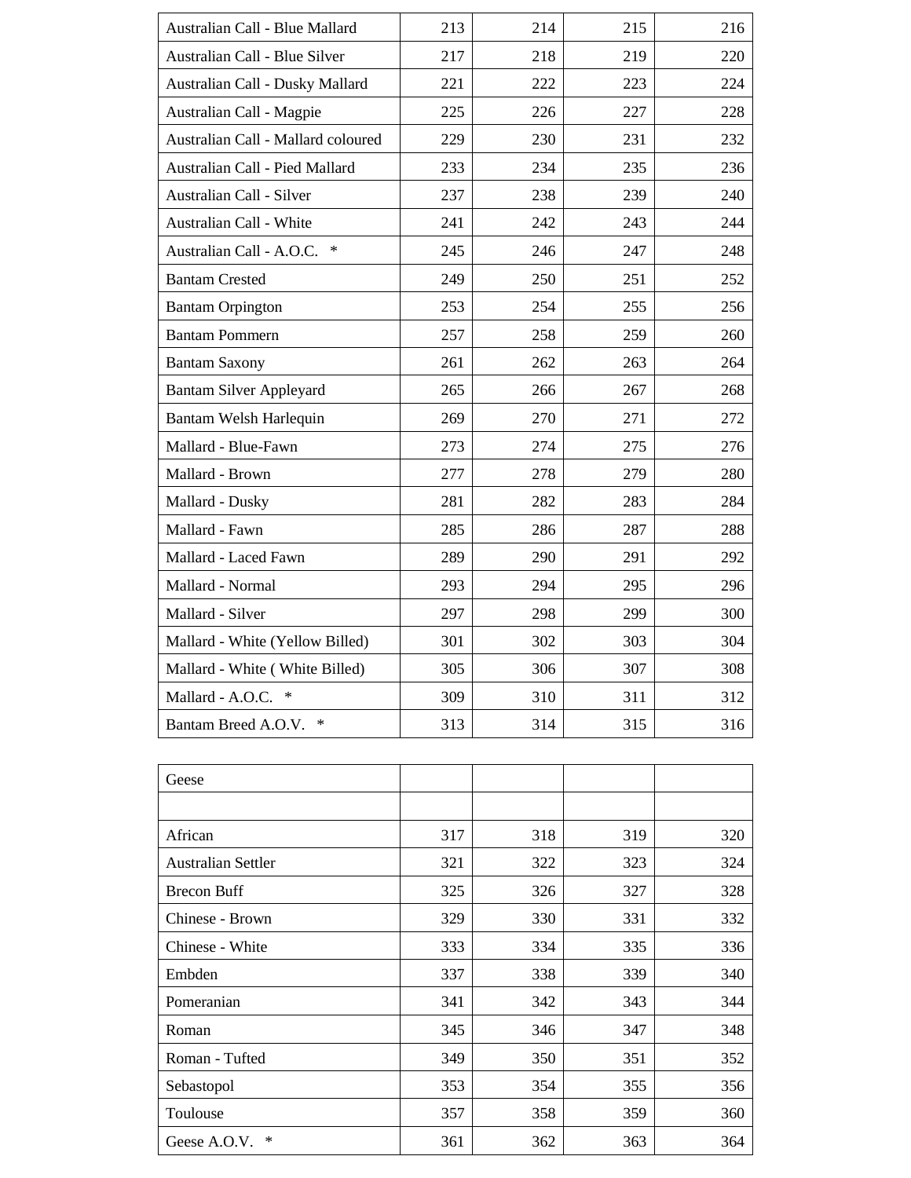| Australian Call - Blue Mallard | 213 | 214 | 215 | 216 |
|---|---|---|---|---|
| Australian Call - Blue Silver | 217 | 218 | 219 | 220 |
| Australian Call - Dusky Mallard | 221 | 222 | 223 | 224 |
| Australian Call - Magpie | 225 | 226 | 227 | 228 |
| Australian Call - Mallard coloured | 229 | 230 | 231 | 232 |
| Australian Call - Pied Mallard | 233 | 234 | 235 | 236 |
| Australian Call - Silver | 237 | 238 | 239 | 240 |
| Australian Call - White | 241 | 242 | 243 | 244 |
| Australian Call - A.O.C. * | 245 | 246 | 247 | 248 |
| Bantam Crested | 249 | 250 | 251 | 252 |
| Bantam Orpington | 253 | 254 | 255 | 256 |
| Bantam Pommern | 257 | 258 | 259 | 260 |
| Bantam Saxony | 261 | 262 | 263 | 264 |
| Bantam Silver Appleyard | 265 | 266 | 267 | 268 |
| Bantam Welsh Harlequin | 269 | 270 | 271 | 272 |
| Mallard - Blue-Fawn | 273 | 274 | 275 | 276 |
| Mallard - Brown | 277 | 278 | 279 | 280 |
| Mallard - Dusky | 281 | 282 | 283 | 284 |
| Mallard - Fawn | 285 | 286 | 287 | 288 |
| Mallard - Laced Fawn | 289 | 290 | 291 | 292 |
| Mallard - Normal | 293 | 294 | 295 | 296 |
| Mallard - Silver | 297 | 298 | 299 | 300 |
| Mallard - White (Yellow Billed) | 301 | 302 | 303 | 304 |
| Mallard - White ( White Billed) | 305 | 306 | 307 | 308 |
| Mallard - A.O.C. * | 309 | 310 | 311 | 312 |
| Bantam Breed A.O.V. * | 313 | 314 | 315 | 316 |

| Geese | | | | |
|---|---|---|---|---|
| | | | | |
| African | 317 | 318 | 319 | 320 |
| Australian Settler | 321 | 322 | 323 | 324 |
| Brecon Buff | 325 | 326 | 327 | 328 |
| Chinese - Brown | 329 | 330 | 331 | 332 |
| Chinese - White | 333 | 334 | 335 | 336 |
| Embden | 337 | 338 | 339 | 340 |
| Pomeranian | 341 | 342 | 343 | 344 |
| Roman | 345 | 346 | 347 | 348 |
| Roman - Tufted | 349 | 350 | 351 | 352 |
| Sebastopol | 353 | 354 | 355 | 356 |
| Toulouse | 357 | 358 | 359 | 360 |
| Geese A.O.V. * | 361 | 362 | 363 | 364 |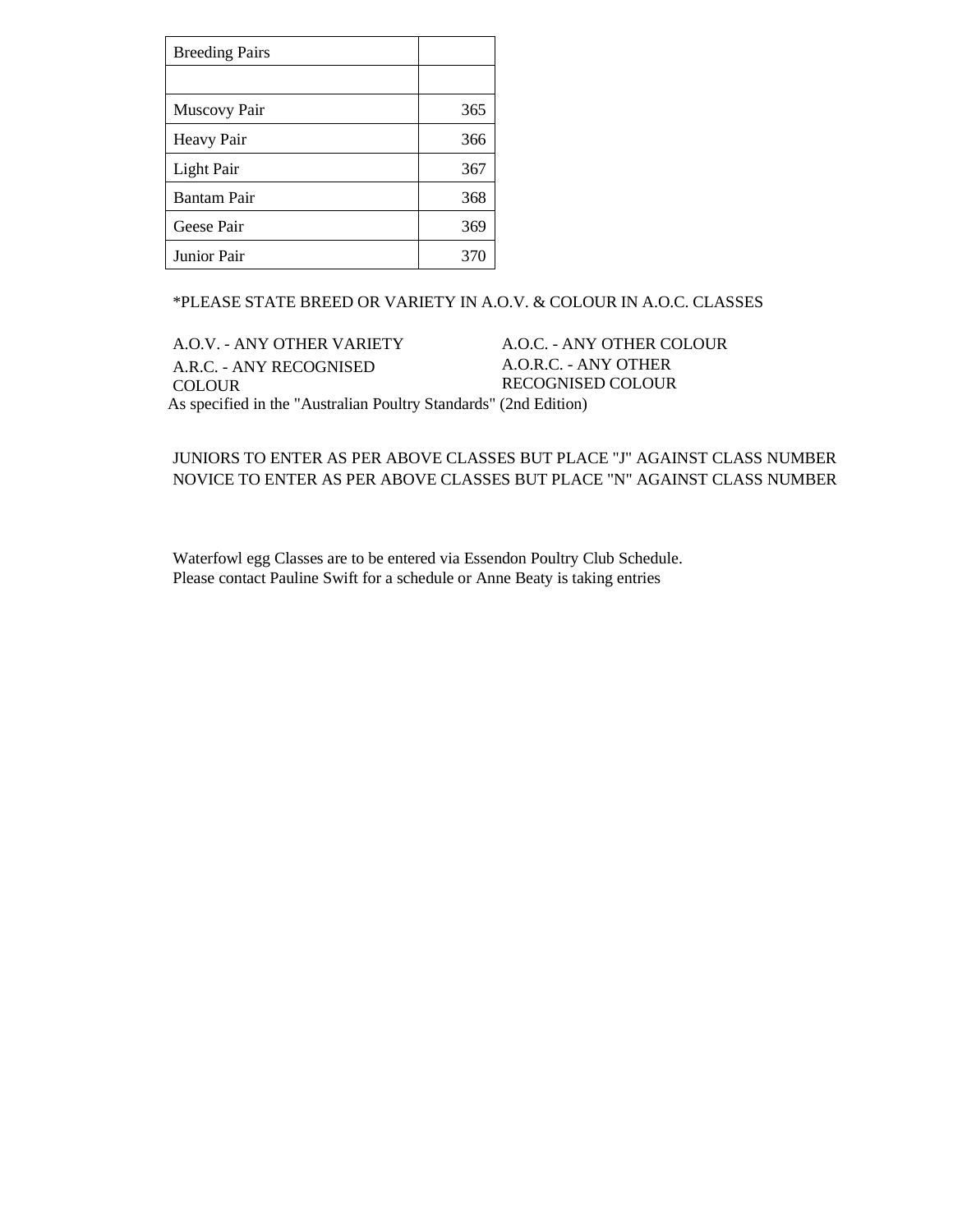| Breeding Pairs | |
|---|---|
| | |
| Muscovy Pair | 365 |
| Heavy Pair | 366 |
| Light Pair | 367 |
| Bantam Pair | 368 |
| Geese Pair | 369 |
| Junior Pair | 370 |

*PLEASE STATE BREED OR VARIETY IN A.O.V. & COLOUR IN A.O.C. CLASSES

A.O.V. - ANY OTHER VARIETY
A.O.C. - ANY OTHER COLOUR
A.R.C. - ANY RECOGNISED COLOUR
A.O.R.C. - ANY OTHER RECOGNISED COLOUR
As specified in the "Australian Poultry Standards" (2nd Edition)

JUNIORS TO ENTER AS PER ABOVE CLASSES BUT PLACE "J" AGAINST CLASS NUMBER
NOVICE TO ENTER AS PER ABOVE CLASSES BUT PLACE "N" AGAINST CLASS NUMBER

Waterfowl egg Classes are to be entered via Essendon Poultry Club Schedule.
Please contact Pauline Swift for a schedule or Anne Beaty is taking entries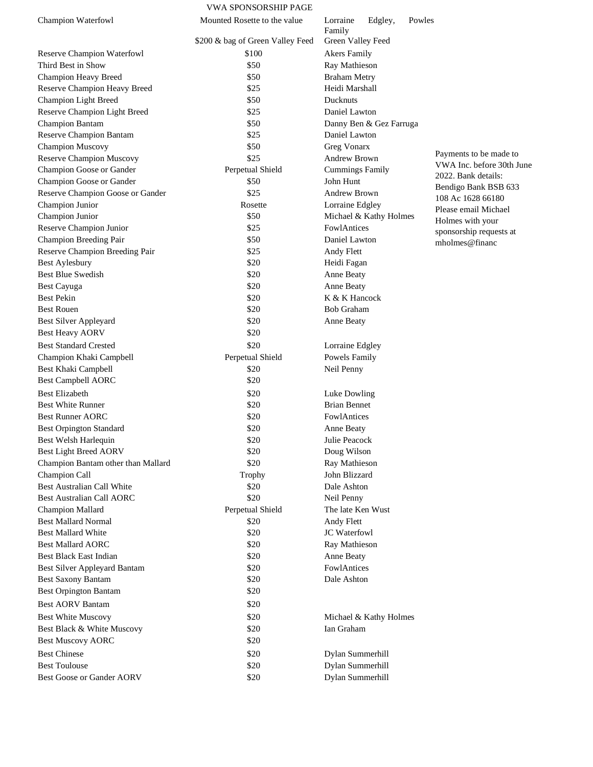# VWA SPONSORSHIP PAGE

| Award | Prize | Sponsor |
|---|---|---|
| Champion Waterfowl | Mounted Rosette to the value | Lorraine Edgley, Powles Family |
| | $200 & bag of Green Valley Feed | Green Valley Feed |
| Reserve Champion Waterfowl | $100 | Akers Family |
| Third Best in Show | $50 | Ray Mathieson |
| Champion Heavy Breed | $50 | Braham Metry |
| Reserve Champion Heavy Breed | $25 | Heidi Marshall |
| Champion Light Breed | $50 | Ducknuts |
| Reserve Champion Light Breed | $25 | Daniel Lawton |
| Champion Bantam | $50 | Danny Ben & Gez Farruga |
| Reserve Champion Bantam | $25 | Daniel Lawton |
| Champion Muscovy | $50 | Greg Vonarx |
| Reserve Champion Muscovy | $25 | Andrew Brown |
| Champion Goose or Gander | Perpetual Shield | Cummings Family |
| Champion Goose or Gander | $50 | John Hunt |
| Reserve Champion Goose or Gander | $25 | Andrew Brown |
| Champion Junior | Rosette | Lorraine Edgley |
| Champion Junior | $50 | Michael & Kathy Holmes |
| Reserve Champion Junior | $25 | FowlAntices |
| Champion Breeding Pair | $50 | Daniel Lawton |
| Reserve Champion Breeding Pair | $25 | Andy Flett |
| Best Aylesbury | $20 | Heidi Fagan |
| Best Blue Swedish | $20 | Anne Beaty |
| Best Cayuga | $20 | Anne Beaty |
| Best Pekin | $20 | K & K Hancock |
| Best Rouen | $20 | Bob Graham |
| Best Silver Appleyard | $20 | Anne Beaty |
| Best Heavy AORV | $20 | |
| Best Standard Crested | $20 | Lorraine Edgley |
| Champion Khaki Campbell | Perpetual Shield | Powels Family |
| Best Khaki Campbell | $20 | Neil Penny |
| Best Campbell AORC | $20 | |
| Best Elizabeth | $20 | Luke Dowling |
| Best White Runner | $20 | Brian Bennet |
| Best Runner AORC | $20 | FowlAntices |
| Best Orpington Standard | $20 | Anne Beaty |
| Best Welsh Harlequin | $20 | Julie Peacock |
| Best Light Breed AORV | $20 | Doug Wilson |
| Champion Bantam other than Mallard | $20 | Ray Mathieson |
| Champion Call | Trophy | John Blizzard |
| Best Australian Call White | $20 | Dale Ashton |
| Best Australian Call AORC | $20 | Neil Penny |
| Champion Mallard | Perpetual Shield | The late Ken Wust |
| Best Mallard Normal | $20 | Andy Flett |
| Best Mallard White | $20 | JC Waterfowl |
| Best Mallard AORC | $20 | Ray Mathieson |
| Best Black East Indian | $20 | Anne Beaty |
| Best Silver Appleyard Bantam | $20 | FowlAntices |
| Best Saxony Bantam | $20 | Dale Ashton |
| Best Orpington Bantam | $20 | |
| Best AORV Bantam | $20 | |
| Best White Muscovy | $20 | Michael & Kathy Holmes |
| Best Black & White Muscovy | $20 | Ian Graham |
| Best Muscovy AORC | $20 | |
| Best Chinese | $20 | Dylan Summerhill |
| Best Toulouse | $20 | Dylan Summerhill |
| Best Goose or Gander AORV | $20 | Dylan Summerhill |

Payments to be made to VWA Inc. before 30th June 2022. Bank details: Bendigo Bank BSB 633 108 Ac 1628 66180 Please email Michael Holmes with your sponsorship requests at mholmes@financ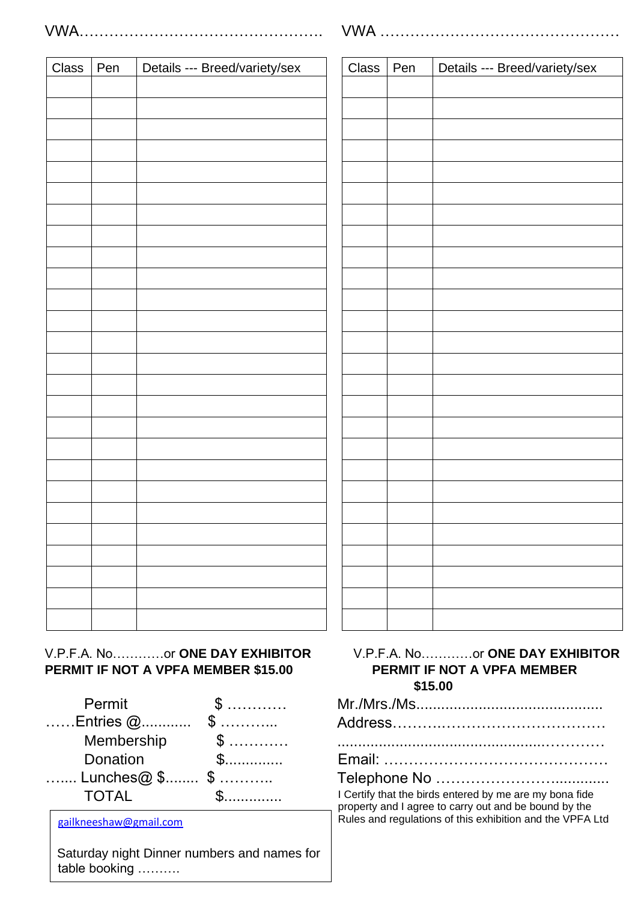VWA............................................

| Class | Pen | Details --- Breed/variety/sex |
|---|---|---|
| | | |
| | | |
| | | |
| | | |
| | | |
| | | |
| | | |
| | | |
| | | |
| | | |
| | | |
| | | |
| | | |
| | | |
| | | |
| | | |
| | | |
| | | |
| | | |
| | | |
| | | |
| | | |
| | | |
| | | |
| | | |
| | | |

V.P.F.A. No…………or **ONE DAY EXHIBITOR PERMIT IF NOT A VPFA MEMBER $15.00**

Permit $ …………
……Entries @............ $ ………..
Membership $ …………
Donation $..............
…... Lunches@ $........ $ ………..
TOTAL $..............

gailkneeshaw@gmail.com

Saturday night Dinner numbers and names for table booking ……….

VWA ............................................

| Class | Pen | Details --- Breed/variety/sex |
|---|---|---|
| | | |
| | | |
| | | |
| | | |
| | | |
| | | |
| | | |
| | | |
| | | |
| | | |
| | | |
| | | |
| | | |
| | | |
| | | |
| | | |
| | | |
| | | |
| | | |
| | | |
| | | |
| | | |
| | | |
| | | |
| | | |
| | | |

V.P.F.A. No…………or **ONE DAY EXHIBITOR PERMIT IF NOT A VPFA MEMBER $15.00**

Mr./Mrs./Ms............................................
Address……….…………………………
..............................................…………
Email: ………………………………………
Telephone No ………………………............

I Certify that the birds entered by me are my bona fide property and I agree to carry out and be bound by the Rules and regulations of this exhibition and the VPFA Ltd